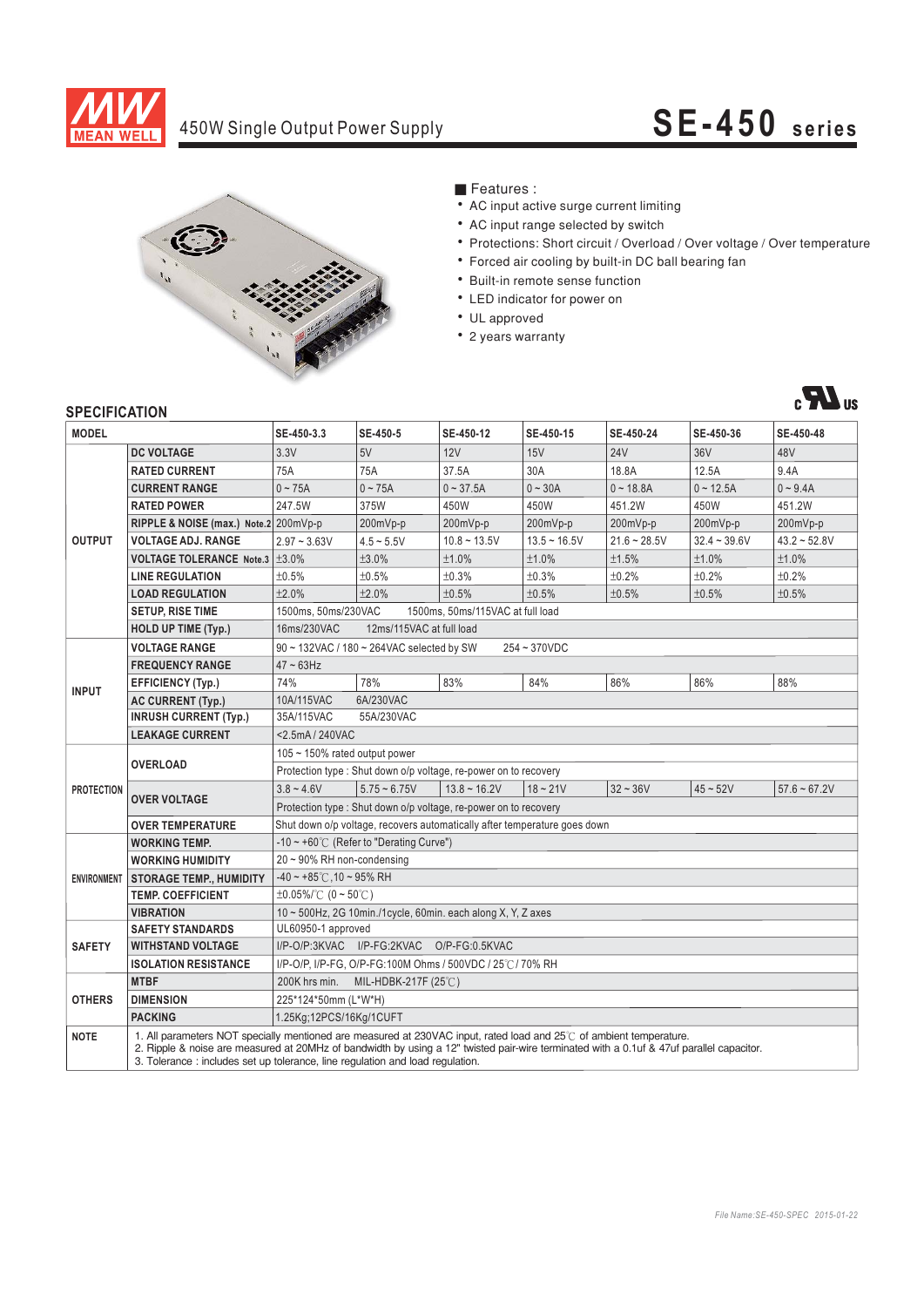# 450W Single Output Power Supply

# SE-450 series

■ Features :

- AC input active surge current limiting
- AC input range selected by switch
- Protections: Short circuit / Overload / Over voltage / Over temperature
- Forced air cooling by built-in DC ball bearing fan
- Built-in remote sense function
- LED indicator for power on
- UL approved
- 2 years warranty

## SPECIFICATION

| MODEL | | SE-450-3.3 | SE-450-5 | SE-450-12 | SE-450-15 | SE-450-24 | SE-450-36 | SE-450-48 |
|---|---|---|---|---|---|---|---|---|
| OUTPUT | DC VOLTAGE | 3.3V | 5V | 12V | 15V | 24V | 36V | 48V |
| | RATED CURRENT | 75A | 75A | 37.5A | 30A | 18.8A | 12.5A | 9.4A |
| | CURRENT RANGE | 0 ~ 75A | 0 ~ 75A | 0 ~ 37.5A | 0 ~ 30A | 0 ~ 18.8A | 0 ~ 12.5A | 0 ~ 9.4A |
| | RATED POWER | 247.5W | 375W | 450W | 450W | 451.2W | 450W | 451.2W |
| | RIPPLE & NOISE (max.) Note.2 | 200mVp-p | 200mVp-p | 200mVp-p | 200mVp-p | 200mVp-p | 200mVp-p | 200mVp-p |
| | VOLTAGE ADJ. RANGE | 2.97 ~ 3.63V | 4.5 ~ 5.5V | 10.8 ~ 13.5V | 13.5 ~ 16.5V | 21.6 ~ 28.5V | 32.4 ~ 39.6V | 43.2 ~ 52.8V |
| | VOLTAGE TOLERANCE Note.3 | ±3.0% | ±3.0% | ±1.0% | ±1.0% | ±1.5% | ±1.0% | ±1.0% |
| | LINE REGULATION | ±0.5% | ±0.5% | ±0.3% | ±0.3% | ±0.2% | ±0.2% | ±0.2% |
| | LOAD REGULATION | ±2.0% | ±2.0% | ±0.5% | ±0.5% | ±0.5% | ±0.5% | ±0.5% |
| | SETUP, RISE TIME | 1500ms, 50ms/230VAC 1500ms, 50ms/115VAC at full load | | | | | | |
| | HOLD UP TIME (Typ.) | 16ms/230VAC 12ms/115VAC at full load | | | | | | |
| INPUT | VOLTAGE RANGE | 90 ~ 132VAC / 180 ~ 264VAC selected by SW 254 ~ 370VDC | | | | | | |
| | FREQUENCY RANGE | 47 ~ 63Hz | | | | | | |
| | EFFICIENCY (Typ.) | 74% | 78% | 83% | 84% | 86% | 86% | 88% |
| | AC CURRENT (Typ.) | 10A/115VAC 6A/230VAC | | | | | | |
| | INRUSH CURRENT (Typ.) | 35A/115VAC 55A/230VAC | | | | | | |
| | LEAKAGE CURRENT | <2.5mA / 240VAC | | | | | | |
| PROTECTION | OVERLOAD | 105 ~ 150% rated output power | | | | | | |
| | | Protection type : Shut down o/p voltage, re-power on to recovery | | | | | | |
| | OVER VOLTAGE | 3.8 ~ 4.6V | 5.75 ~ 6.75V | 13.8 ~ 16.2V | 18 ~ 21V | 32 ~ 36V | 45 ~ 52V | 57.6 ~ 67.2V |
| | | Protection type : Shut down o/p voltage, re-power on to recovery | | | | | | |
| | OVER TEMPERATURE | Shut down o/p voltage, recovers automatically after temperature goes down | | | | | | |
| ENVIRONMENT | WORKING TEMP. | -10 ~ +60℃ (Refer to "Derating Curve") | | | | | | |
| | WORKING HUMIDITY | 20 ~ 90% RH non-condensing | | | | | | |
| | STORAGE TEMP., HUMIDITY | -40 ~ +85℃, 10 ~ 95% RH | | | | | | |
| | TEMP. COEFFICIENT | ±0.05%/℃ (0 ~ 50℃) | | | | | | |
| | VIBRATION | 10 ~ 500Hz, 2G 10min./1cycle, 60min. each along X, Y, Z axes | | | | | | |
| SAFETY | SAFETY STANDARDS | UL60950-1 approved | | | | | | |
| | WITHSTAND VOLTAGE | I/P-O/P:3KVAC I/P-FG:2KVAC O/P-FG:0.5KVAC | | | | | | |
| | ISOLATION RESISTANCE | I/P-O/P, I/P-FG, O/P-FG:100M Ohms / 500VDC / 25℃ / 70% RH | | | | | | |
| OTHERS | MTBF | 200K hrs min. MIL-HDBK-217F (25℃) | | | | | | |
| | DIMENSION | 225*124*50mm (L*W*H) | | | | | | |
| | PACKING | 1.25Kg;12PCS/16Kg/1CUFT | | | | | | |
| NOTE | 1. All parameters NOT specially mentioned are measured at 230VAC input, rated load and 25℃ of ambient temperature.<br>2. Ripple & noise are measured at 20MHz of bandwidth by using a 12" twisted pair-wire terminated with a 0.1uf & 47uf parallel capacitor.<br>3. Tolerance : includes set up tolerance, line regulation and load regulation. | | | | | | | |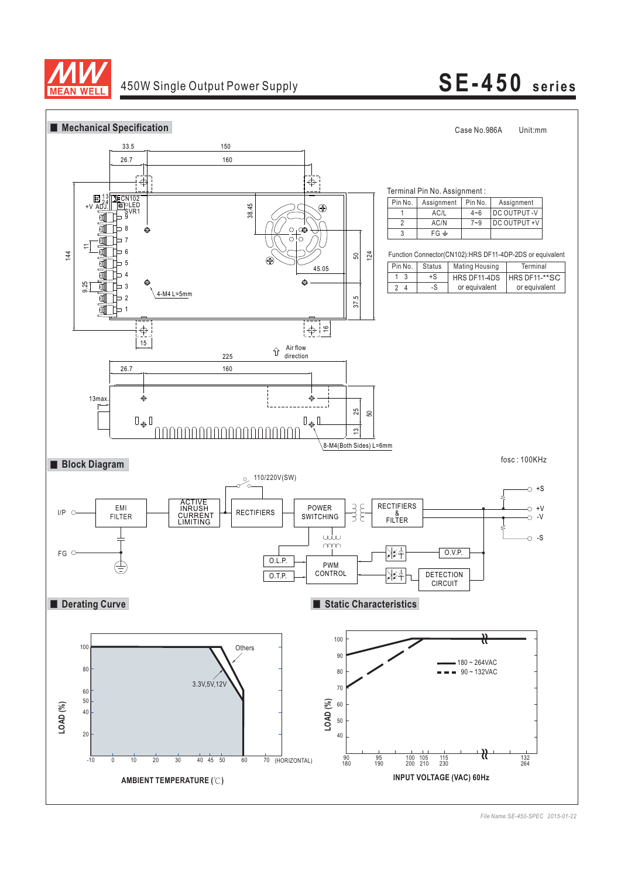# 450W Single Output Power Supply

# SE-450 series

## Mechanical Specification

Case No.986A Unit:mm

33.5
150
26.7
160
CN102
+V ADJ.
LED
SVR1
38.45
144
11
9.25
4-M4 L=5mm
45.05
50
124
37.5
15
16
Air flow direction
225
26.7
160
13max.
25
50
13
8-M4(Both Sides) L=6mm

Terminal Pin No. Assignment :

| Pin No. | Assignment | Pin No. | Assignment |
|---|---|---|---|
| 1 | AC/L | 4~6 | DC OUTPUT -V |
| 2 | AC/N | 7~9 | DC OUTPUT +V |
| 3 | FG ⏚ | | |

Function Connector(CN102):HRS DF11-4DP-2DS or equivalent

| Pin No. | Status | Mating Housing | Terminal |
|---|---|---|---|
| 1 3 | +S | HRS DF11-4DS or equivalent | HRS DF11-**SC or equivalent |
| 2 4 | -S | | |

## Block Diagram

fosc : 100KHz

I/P
FG
EMI FILTER
ACTIVE INRUSH CURRENT LIMITING
110/220V(SW)
RECTIFIERS
POWER SWITCHING
RECTIFIERS & FILTER
+S
+V
-V
-S
O.L.P.
O.T.P.
PWM CONTROL
O.V.P.
DETECTION CIRCUIT

## Derating Curve

LOAD (%)
100
80
60
50
40
20
-10
0
10
20
30
40
45
50
60
70 (HORIZONTAL)
Others
3.3V,5V,12V
AMBIENT TEMPERATURE (℃)

## Static Characteristics

LOAD (%)
100
90
80
70
60
50
40
180 ~ 264VAC
90 ~ 132VAC
90
180
95
190
100
200
105
210
115
230
132
264
INPUT VOLTAGE (VAC) 60Hz

*File Name:SE-450-SPEC 2015-01-22*